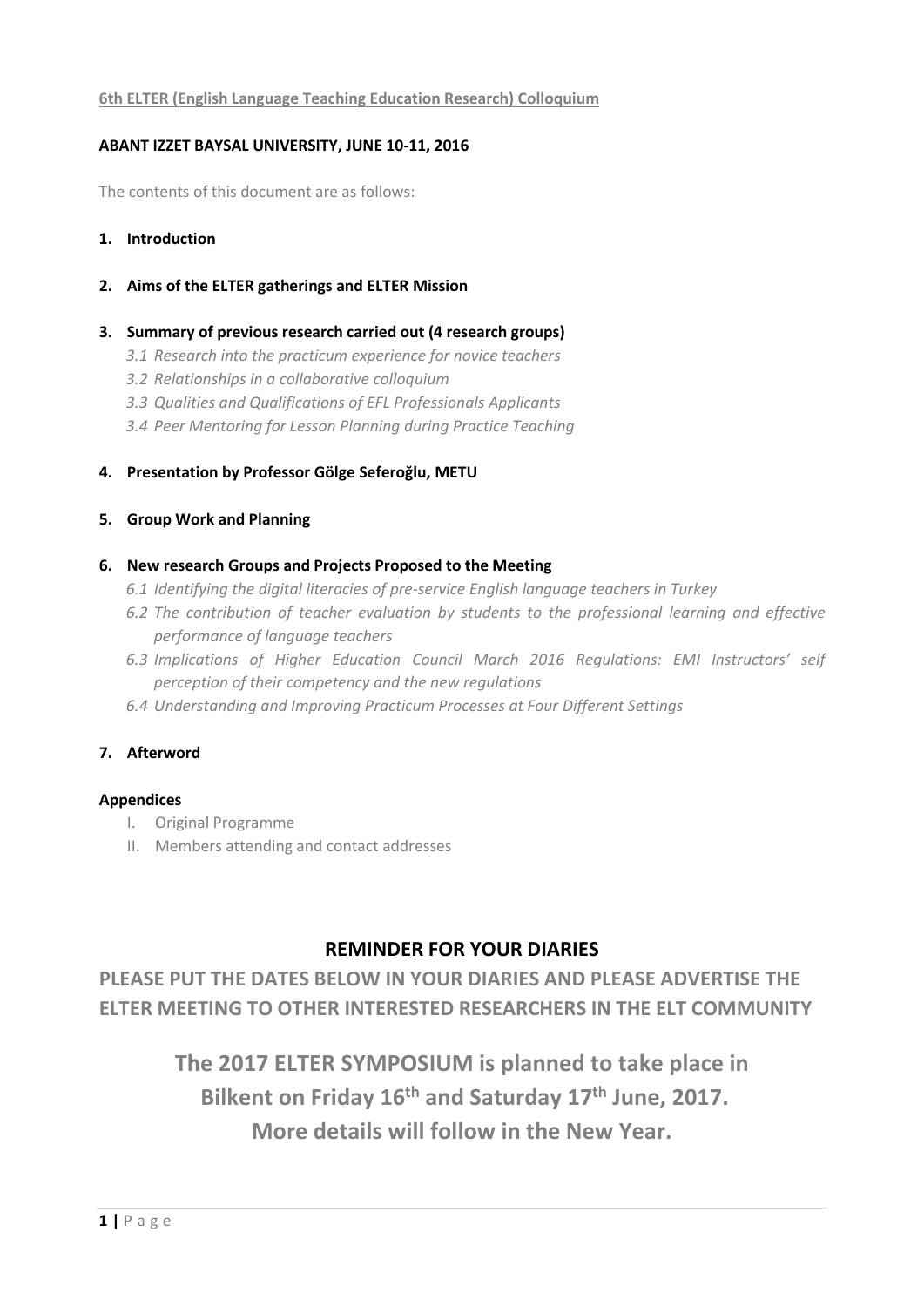**6th ELTER (English Language Teaching Education Research) Colloquium**

**ABANT IZZET BAYSAL UNIVERSITY, JUNE 10-11, 2016**

The contents of this document are as follows:

1. **Introduction**

2. **Aims of the ELTER gatherings and ELTER Mission**

3. **Summary of previous research carried out (4 research groups)**
   *3.1 Research into the practicum experience for novice teachers*
   *3.2 Relationships in a collaborative colloquium*
   *3.3 Qualities and Qualifications of EFL Professionals Applicants*
   *3.4 Peer Mentoring for Lesson Planning during Practice Teaching*

4. **Presentation by Professor Gölge Seferoğlu, METU**

5. **Group Work and Planning**

6. **New research Groups and Projects Proposed to the Meeting**
   *6.1 Identifying the digital literacies of pre-service English language teachers in Turkey*
   *6.2 The contribution of teacher evaluation by students to the professional learning and effective performance of language teachers*
   *6.3 Implications of Higher Education Council March 2016 Regulations: EMI Instructors' self perception of their competency and the new regulations*
   *6.4 Understanding and Improving Practicum Processes at Four Different Settings*

7. **Afterword**

**Appendices**

I. Original Programme
II. Members attending and contact addresses

## REMINDER FOR YOUR DIARIES

**PLEASE PUT THE DATES BELOW IN YOUR DIARIES AND PLEASE ADVERTISE THE ELTER MEETING TO OTHER INTERESTED RESEARCHERS IN THE ELT COMMUNITY**

**The 2017 ELTER SYMPOSIUM is planned to take place in Bilkent on Friday 16th and Saturday 17th June, 2017. More details will follow in the New Year.**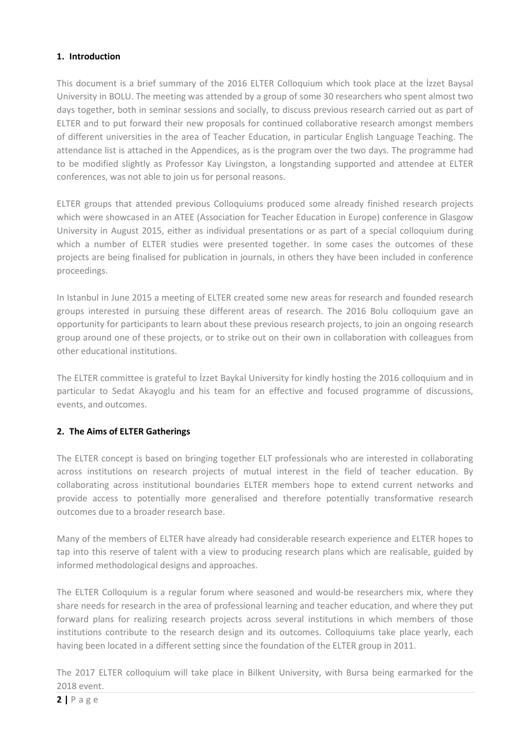## 1. Introduction

This document is a brief summary of the 2016 ELTER Colloquium which took place at the İzzet Baysal University in BOLU. The meeting was attended by a group of some 30 researchers who spent almost two days together, both in seminar sessions and socially, to discuss previous research carried out as part of ELTER and to put forward their new proposals for continued collaborative research amongst members of different universities in the area of Teacher Education, in particular English Language Teaching. The attendance list is attached in the Appendices, as is the program over the two days. The programme had to be modified slightly as Professor Kay Livingston, a longstanding supported and attendee at ELTER conferences, was not able to join us for personal reasons.

ELTER groups that attended previous Colloquiums produced some already finished research projects which were showcased in an ATEE (Association for Teacher Education in Europe) conference in Glasgow University in August 2015, either as individual presentations or as part of a special colloquium during which a number of ELTER studies were presented together. In some cases the outcomes of these projects are being finalised for publication in journals, in others they have been included in conference proceedings.

In Istanbul in June 2015 a meeting of ELTER created some new areas for research and founded research groups interested in pursuing these different areas of research. The 2016 Bolu colloquium gave an opportunity for participants to learn about these previous research projects, to join an ongoing research group around one of these projects, or to strike out on their own in collaboration with colleagues from other educational institutions.

The ELTER committee is grateful to İzzet Baykal University for kindly hosting the 2016 colloquium and in particular to Sedat Akayoglu and his team for an effective and focused programme of discussions, events, and outcomes.

## 2. The Aims of ELTER Gatherings

The ELTER concept is based on bringing together ELT professionals who are interested in collaborating across institutions on research projects of mutual interest in the field of teacher education. By collaborating across institutional boundaries ELTER members hope to extend current networks and provide access to potentially more generalised and therefore potentially transformative research outcomes due to a broader research base.

Many of the members of ELTER have already had considerable research experience and ELTER hopes to tap into this reserve of talent with a view to producing research plans which are realisable, guided by informed methodological designs and approaches.

The ELTER Colloquium is a regular forum where seasoned and would-be researchers mix, where they share needs for research in the area of professional learning and teacher education, and where they put forward plans for realizing research projects across several institutions in which members of those institutions contribute to the research design and its outcomes. Colloquiums take place yearly, each having been located in a different setting since the foundation of the ELTER group in 2011.

The 2017 ELTER colloquium will take place in Bilkent University, with Bursa being earmarked for the 2018 event.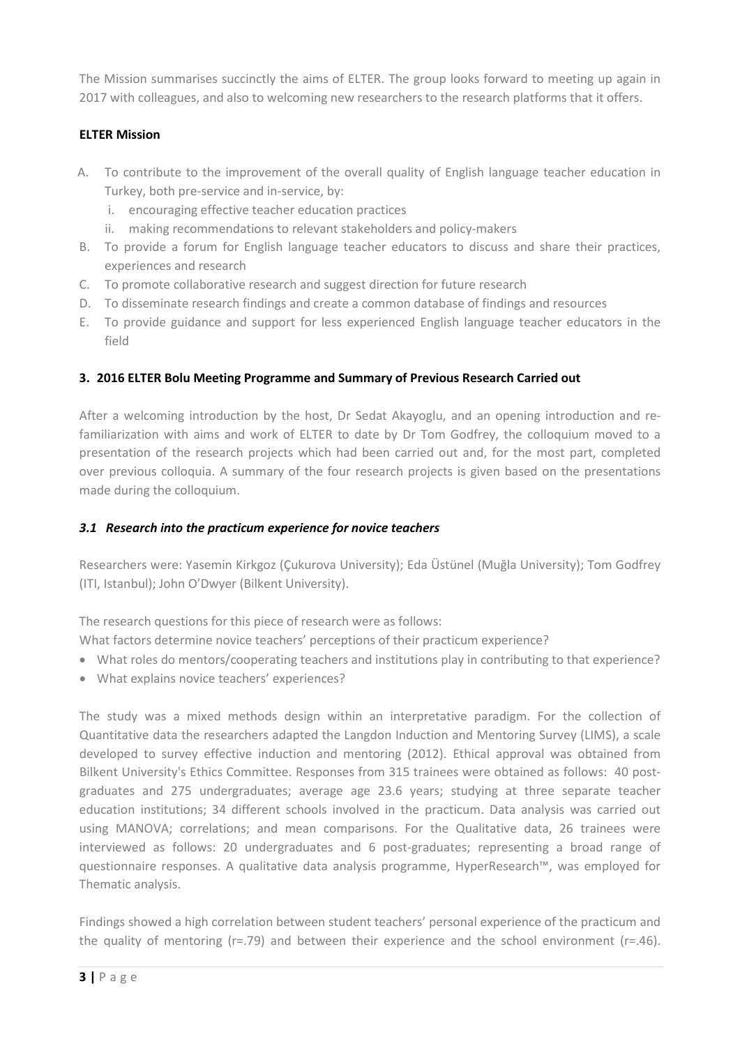The Mission summarises succinctly the aims of ELTER. The group looks forward to meeting up again in 2017 with colleagues, and also to welcoming new researchers to the research platforms that it offers.

**ELTER Mission**

A. To contribute to the improvement of the overall quality of English language teacher education in Turkey, both pre-service and in-service, by:
   i. encouraging effective teacher education practices
   ii. making recommendations to relevant stakeholders and policy-makers
B. To provide a forum for English language teacher educators to discuss and share their practices, experiences and research
C. To promote collaborative research and suggest direction for future research
D. To disseminate research findings and create a common database of findings and resources
E. To provide guidance and support for less experienced English language teacher educators in the field

## 3. 2016 ELTER Bolu Meeting Programme and Summary of Previous Research Carried out

After a welcoming introduction by the host, Dr Sedat Akayoglu, and an opening introduction and re-familiarization with aims and work of ELTER to date by Dr Tom Godfrey, the colloquium moved to a presentation of the research projects which had been carried out and, for the most part, completed over previous colloquia. A summary of the four research projects is given based on the presentations made during the colloquium.

### *3.1 Research into the practicum experience for novice teachers*

Researchers were: Yasemin Kirkgoz (Çukurova University); Eda Üstünel (Muğla University); Tom Godfrey (ITI, Istanbul); John O'Dwyer (Bilkent University).

The research questions for this piece of research were as follows:

What factors determine novice teachers' perceptions of their practicum experience?

- What roles do mentors/cooperating teachers and institutions play in contributing to that experience?
- What explains novice teachers' experiences?

The study was a mixed methods design within an interpretative paradigm. For the collection of Quantitative data the researchers adapted the Langdon Induction and Mentoring Survey (LIMS), a scale developed to survey effective induction and mentoring (2012). Ethical approval was obtained from Bilkent University's Ethics Committee. Responses from 315 trainees were obtained as follows: 40 post-graduates and 275 undergraduates; average age 23.6 years; studying at three separate teacher education institutions; 34 different schools involved in the practicum. Data analysis was carried out using MANOVA; correlations; and mean comparisons. For the Qualitative data, 26 trainees were interviewed as follows: 20 undergraduates and 6 post-graduates; representing a broad range of questionnaire responses. A qualitative data analysis programme, HyperResearch™, was employed for Thematic analysis.

Findings showed a high correlation between student teachers' personal experience of the practicum and the quality of mentoring ($r=.79$) and between their experience and the school environment ($r=.46$).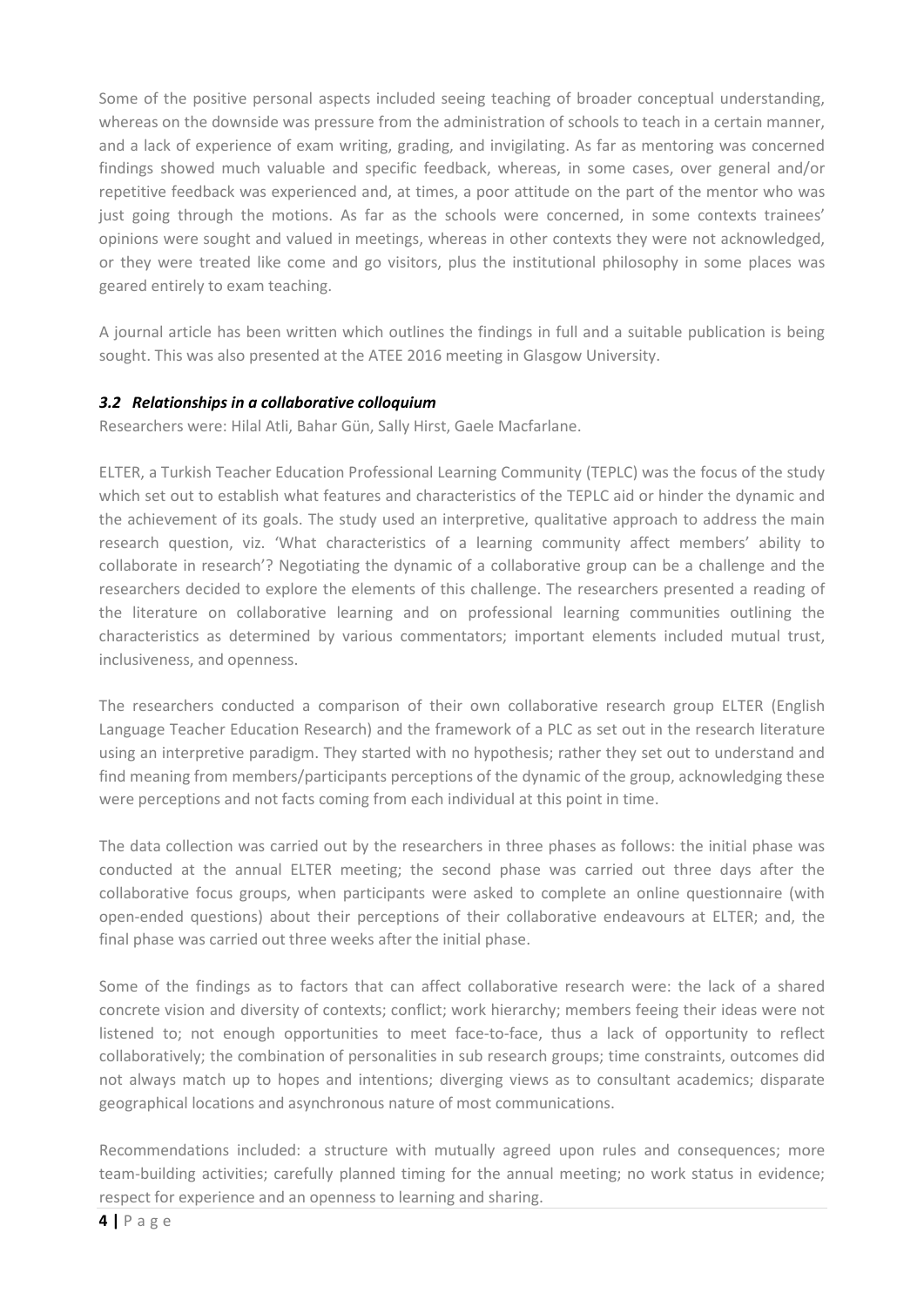Some of the positive personal aspects included seeing teaching of broader conceptual understanding, whereas on the downside was pressure from the administration of schools to teach in a certain manner, and a lack of experience of exam writing, grading, and invigilating. As far as mentoring was concerned findings showed much valuable and specific feedback, whereas, in some cases, over general and/or repetitive feedback was experienced and, at times, a poor attitude on the part of the mentor who was just going through the motions. As far as the schools were concerned, in some contexts trainees' opinions were sought and valued in meetings, whereas in other contexts they were not acknowledged, or they were treated like come and go visitors, plus the institutional philosophy in some places was geared entirely to exam teaching.

A journal article has been written which outlines the findings in full and a suitable publication is being sought. This was also presented at the ATEE 2016 meeting in Glasgow University.

### *3.2 Relationships in a collaborative colloquium*

Researchers were: Hilal Atli, Bahar Gün, Sally Hirst, Gaele Macfarlane.

ELTER, a Turkish Teacher Education Professional Learning Community (TEPLC) was the focus of the study which set out to establish what features and characteristics of the TEPLC aid or hinder the dynamic and the achievement of its goals. The study used an interpretive, qualitative approach to address the main research question, viz. 'What characteristics of a learning community affect members' ability to collaborate in research'? Negotiating the dynamic of a collaborative group can be a challenge and the researchers decided to explore the elements of this challenge. The researchers presented a reading of the literature on collaborative learning and on professional learning communities outlining the characteristics as determined by various commentators; important elements included mutual trust, inclusiveness, and openness.

The researchers conducted a comparison of their own collaborative research group ELTER (English Language Teacher Education Research) and the framework of a PLC as set out in the research literature using an interpretive paradigm. They started with no hypothesis; rather they set out to understand and find meaning from members/participants perceptions of the dynamic of the group, acknowledging these were perceptions and not facts coming from each individual at this point in time.

The data collection was carried out by the researchers in three phases as follows: the initial phase was conducted at the annual ELTER meeting; the second phase was carried out three days after the collaborative focus groups, when participants were asked to complete an online questionnaire (with open-ended questions) about their perceptions of their collaborative endeavours at ELTER; and, the final phase was carried out three weeks after the initial phase.

Some of the findings as to factors that can affect collaborative research were: the lack of a shared concrete vision and diversity of contexts; conflict; work hierarchy; members feeing their ideas were not listened to; not enough opportunities to meet face-to-face, thus a lack of opportunity to reflect collaboratively; the combination of personalities in sub research groups; time constraints, outcomes did not always match up to hopes and intentions; diverging views as to consultant academics; disparate geographical locations and asynchronous nature of most communications.

Recommendations included: a structure with mutually agreed upon rules and consequences; more team-building activities; carefully planned timing for the annual meeting; no work status in evidence; respect for experience and an openness to learning and sharing.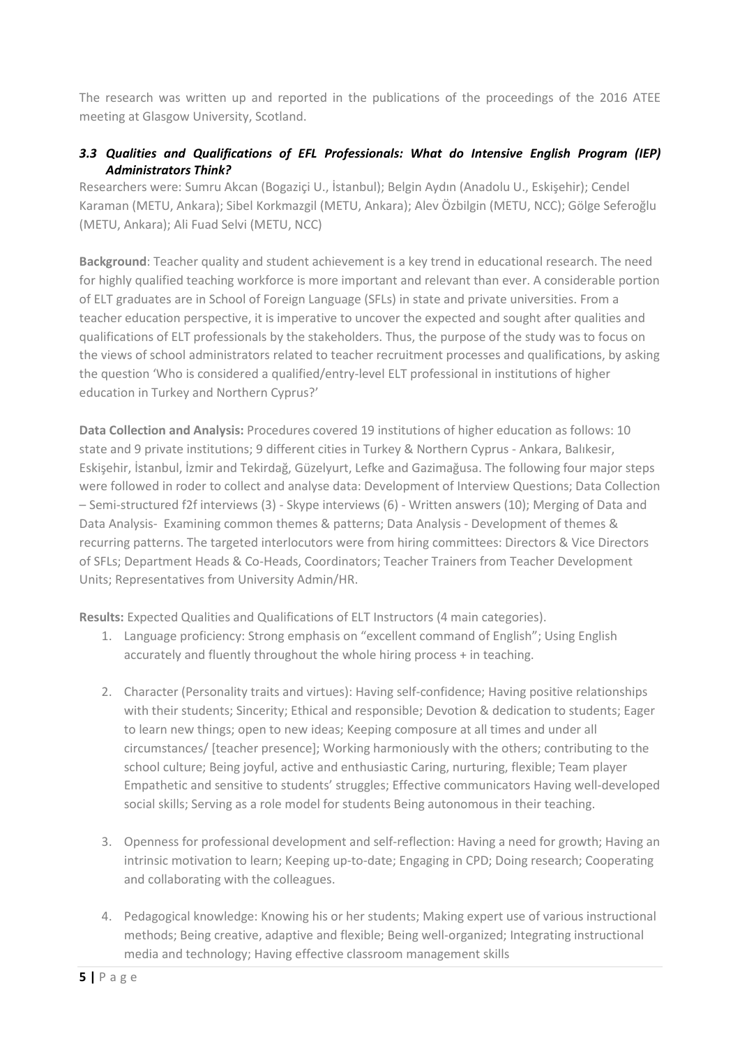The research was written up and reported in the publications of the proceedings of the 2016 ATEE meeting at Glasgow University, Scotland.

### *3.3 Qualities and Qualifications of EFL Professionals: What do Intensive English Program (IEP) Administrators Think?*

Researchers were: Sumru Akcan (Bogaziçi U., İstanbul); Belgin Aydın (Anadolu U., Eskişehir); Cendel Karaman (METU, Ankara); Sibel Korkmazgil (METU, Ankara); Alev Özbilgin (METU, NCC); Gölge Seferoğlu (METU, Ankara); Ali Fuad Selvi (METU, NCC)

**Background**: Teacher quality and student achievement is a key trend in educational research. The need for highly qualified teaching workforce is more important and relevant than ever. A considerable portion of ELT graduates are in School of Foreign Language (SFLs) in state and private universities. From a teacher education perspective, it is imperative to uncover the expected and sought after qualities and qualifications of ELT professionals by the stakeholders. Thus, the purpose of the study was to focus on the views of school administrators related to teacher recruitment processes and qualifications, by asking the question 'Who is considered a qualified/entry-level ELT professional in institutions of higher education in Turkey and Northern Cyprus?'

**Data Collection and Analysis:** Procedures covered 19 institutions of higher education as follows: 10 state and 9 private institutions; 9 different cities in Turkey & Northern Cyprus - Ankara, Balıkesir, Eskişehir, İstanbul, İzmir and Tekirdağ, Güzelyurt, Lefke and Gazimağusa. The following four major steps were followed in roder to collect and analyse data: Development of Interview Questions; Data Collection – Semi-structured f2f interviews (3) - Skype interviews (6) - Written answers (10); Merging of Data and Data Analysis- Examining common themes & patterns; Data Analysis - Development of themes & recurring patterns. The targeted interlocutors were from hiring committees: Directors & Vice Directors of SFLs; Department Heads & Co-Heads, Coordinators; Teacher Trainers from Teacher Development Units; Representatives from University Admin/HR.

**Results:** Expected Qualities and Qualifications of ELT Instructors (4 main categories).

1. Language proficiency: Strong emphasis on "excellent command of English"; Using English accurately and fluently throughout the whole hiring process + in teaching.

2. Character (Personality traits and virtues): Having self-confidence; Having positive relationships with their students; Sincerity; Ethical and responsible; Devotion & dedication to students; Eager to learn new things; open to new ideas; Keeping composure at all times and under all circumstances/ [teacher presence]; Working harmoniously with the others; contributing to the school culture; Being joyful, active and enthusiastic Caring, nurturing, flexible; Team player Empathetic and sensitive to students' struggles; Effective communicators Having well-developed social skills; Serving as a role model for students Being autonomous in their teaching.

3. Openness for professional development and self-reflection: Having a need for growth; Having an intrinsic motivation to learn; Keeping up-to-date; Engaging in CPD; Doing research; Cooperating and collaborating with the colleagues.

4. Pedagogical knowledge: Knowing his or her students; Making expert use of various instructional methods; Being creative, adaptive and flexible; Being well-organized; Integrating instructional media and technology; Having effective classroom management skills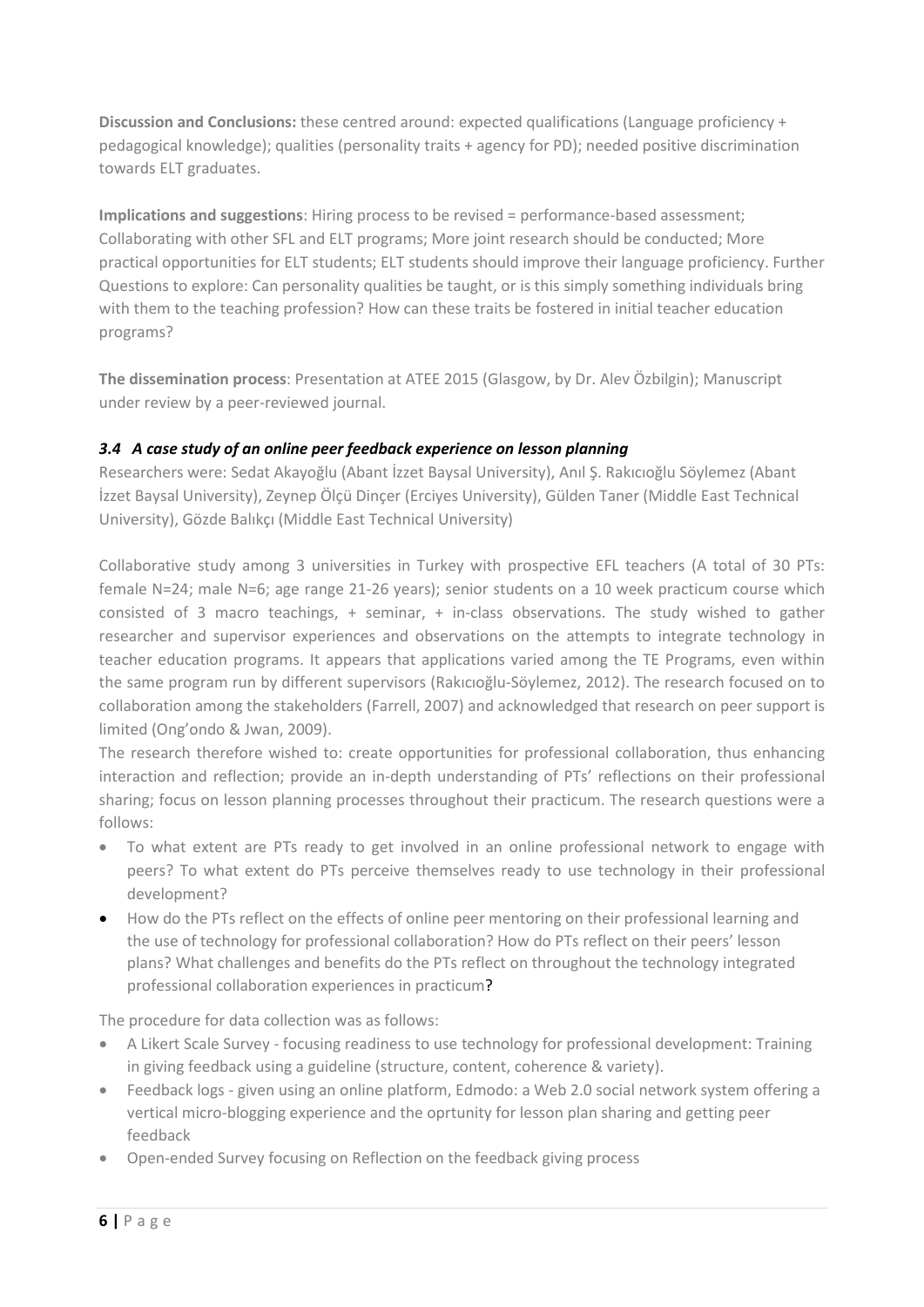**Discussion and Conclusions:** these centred around: expected qualifications (Language proficiency + pedagogical knowledge); qualities (personality traits + agency for PD); needed positive discrimination towards ELT graduates.

**Implications and suggestions**: Hiring process to be revised = performance-based assessment; Collaborating with other SFL and ELT programs; More joint research should be conducted; More practical opportunities for ELT students; ELT students should improve their language proficiency. Further Questions to explore: Can personality qualities be taught, or is this simply something individuals bring with them to the teaching profession? How can these traits be fostered in initial teacher education programs?

**The dissemination process**: Presentation at ATEE 2015 (Glasgow, by Dr. Alev Özbilgin); Manuscript under review by a peer-reviewed journal.

### *3.4 A case study of an online peer feedback experience on lesson planning*

Researchers were: Sedat Akayoğlu (Abant İzzet Baysal University), Anıl Ş. Rakıcıoğlu Söylemez (Abant İzzet Baysal University), Zeynep Ölçü Dinçer (Erciyes University), Gülden Taner (Middle East Technical University), Gözde Balıkçı (Middle East Technical University)

Collaborative study among 3 universities in Turkey with prospective EFL teachers (A total of 30 PTs: female N=24; male N=6; age range 21-26 years); senior students on a 10 week practicum course which consisted of 3 macro teachings, + seminar, + in-class observations. The study wished to gather researcher and supervisor experiences and observations on the attempts to integrate technology in teacher education programs. It appears that applications varied among the TE Programs, even within the same program run by different supervisors (Rakıcıoğlu-Söylemez, 2012). The research focused on to collaboration among the stakeholders (Farrell, 2007) and acknowledged that research on peer support is limited (Ong'ondo & Jwan, 2009).

The research therefore wished to: create opportunities for professional collaboration, thus enhancing interaction and reflection; provide an in-depth understanding of PTs' reflections on their professional sharing; focus on lesson planning processes throughout their practicum. The research questions were a follows:

- To what extent are PTs ready to get involved in an online professional network to engage with peers? To what extent do PTs perceive themselves ready to use technology in their professional development?
- How do the PTs reflect on the effects of online peer mentoring on their professional learning and the use of technology for professional collaboration? How do PTs reflect on their peers' lesson plans? What challenges and benefits do the PTs reflect on throughout the technology integrated professional collaboration experiences in practicum?

The procedure for data collection was as follows:

- A Likert Scale Survey - focusing readiness to use technology for professional development: Training in giving feedback using a guideline (structure, content, coherence & variety).
- Feedback logs - given using an online platform, Edmodo: a Web 2.0 social network system offering a vertical micro-blogging experience and the oprtunity for lesson plan sharing and getting peer feedback
- Open-ended Survey focusing on Reflection on the feedback giving process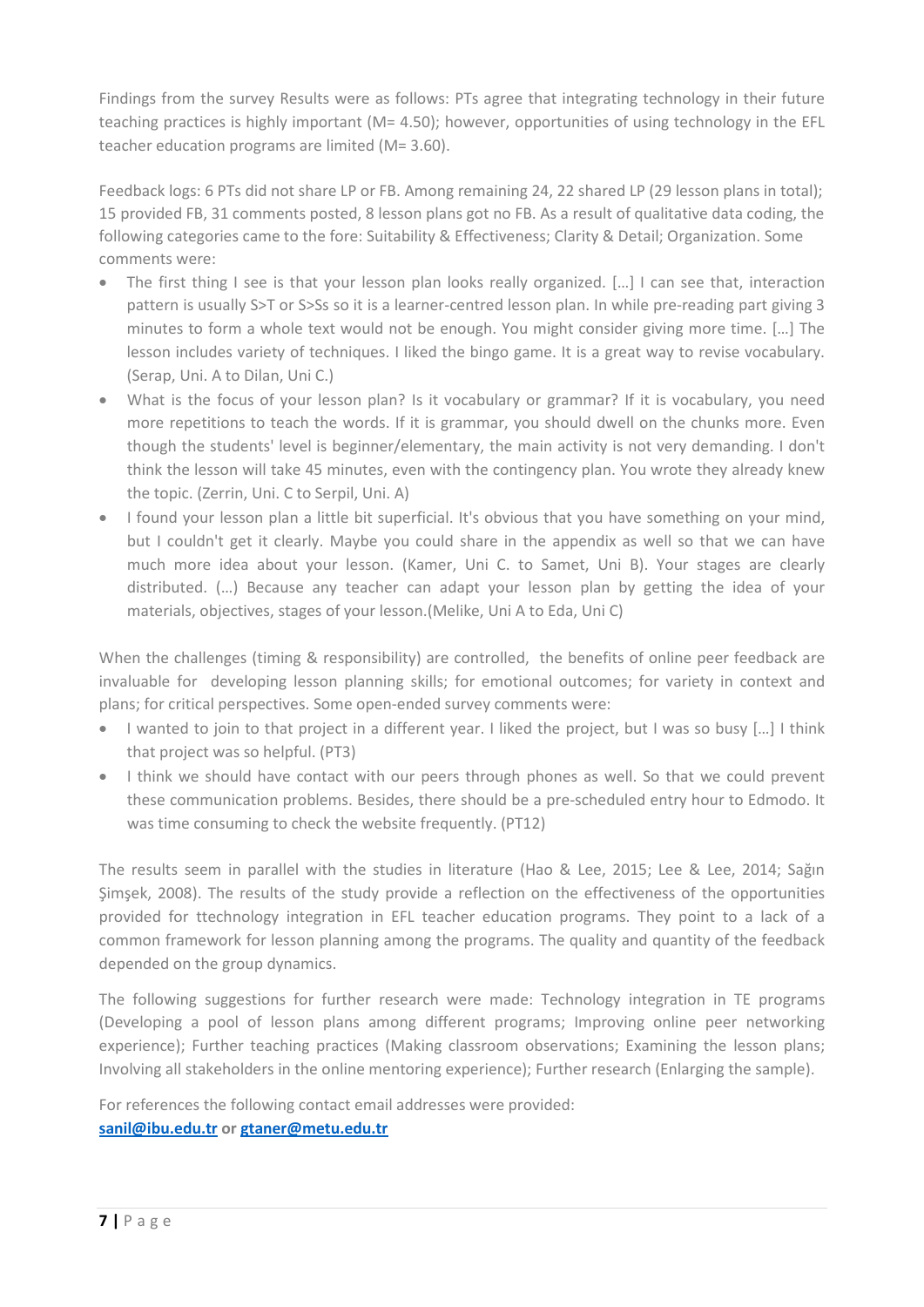Findings from the survey Results were as follows: PTs agree that integrating technology in their future teaching practices is highly important (M= 4.50); however, opportunities of using technology in the EFL teacher education programs are limited (M= 3.60).

Feedback logs: 6 PTs did not share LP or FB. Among remaining 24, 22 shared LP (29 lesson plans in total); 15 provided FB, 31 comments posted, 8 lesson plans got no FB. As a result of qualitative data coding, the following categories came to the fore: Suitability & Effectiveness; Clarity & Detail; Organization. Some comments were:

- The first thing I see is that your lesson plan looks really organized. […] I can see that, interaction pattern is usually S>T or S>Ss so it is a learner-centred lesson plan. In while pre-reading part giving 3 minutes to form a whole text would not be enough. You might consider giving more time. […] The lesson includes variety of techniques. I liked the bingo game. It is a great way to revise vocabulary. (Serap, Uni. A to Dilan, Uni C.)
- What is the focus of your lesson plan? Is it vocabulary or grammar? If it is vocabulary, you need more repetitions to teach the words. If it is grammar, you should dwell on the chunks more. Even though the students' level is beginner/elementary, the main activity is not very demanding. I don't think the lesson will take 45 minutes, even with the contingency plan. You wrote they already knew the topic. (Zerrin, Uni. C to Serpil, Uni. A)
- I found your lesson plan a little bit superficial. It's obvious that you have something on your mind, but I couldn't get it clearly. Maybe you could share in the appendix as well so that we can have much more idea about your lesson. (Kamer, Uni C. to Samet, Uni B). Your stages are clearly distributed. (…) Because any teacher can adapt your lesson plan by getting the idea of your materials, objectives, stages of your lesson.(Melike, Uni A to Eda, Uni C)

When the challenges (timing & responsibility) are controlled, the benefits of online peer feedback are invaluable for developing lesson planning skills; for emotional outcomes; for variety in context and plans; for critical perspectives. Some open-ended survey comments were:

- I wanted to join to that project in a different year. I liked the project, but I was so busy […] I think that project was so helpful. (PT3)
- I think we should have contact with our peers through phones as well. So that we could prevent these communication problems. Besides, there should be a pre-scheduled entry hour to Edmodo. It was time consuming to check the website frequently. (PT12)

The results seem in parallel with the studies in literature (Hao & Lee, 2015; Lee & Lee, 2014; Sağın Şimşek, 2008). The results of the study provide a reflection on the effectiveness of the opportunities provided for ttechnology integration in EFL teacher education programs. They point to a lack of a common framework for lesson planning among the programs. The quality and quantity of the feedback depended on the group dynamics.

The following suggestions for further research were made: Technology integration in TE programs (Developing a pool of lesson plans among different programs; Improving online peer networking experience); Further teaching practices (Making classroom observations; Examining the lesson plans; Involving all stakeholders in the online mentoring experience); Further research (Enlarging the sample).

For references the following contact email addresses were provided:
**sanil@ibu.edu.tr or gtaner@metu.edu.tr**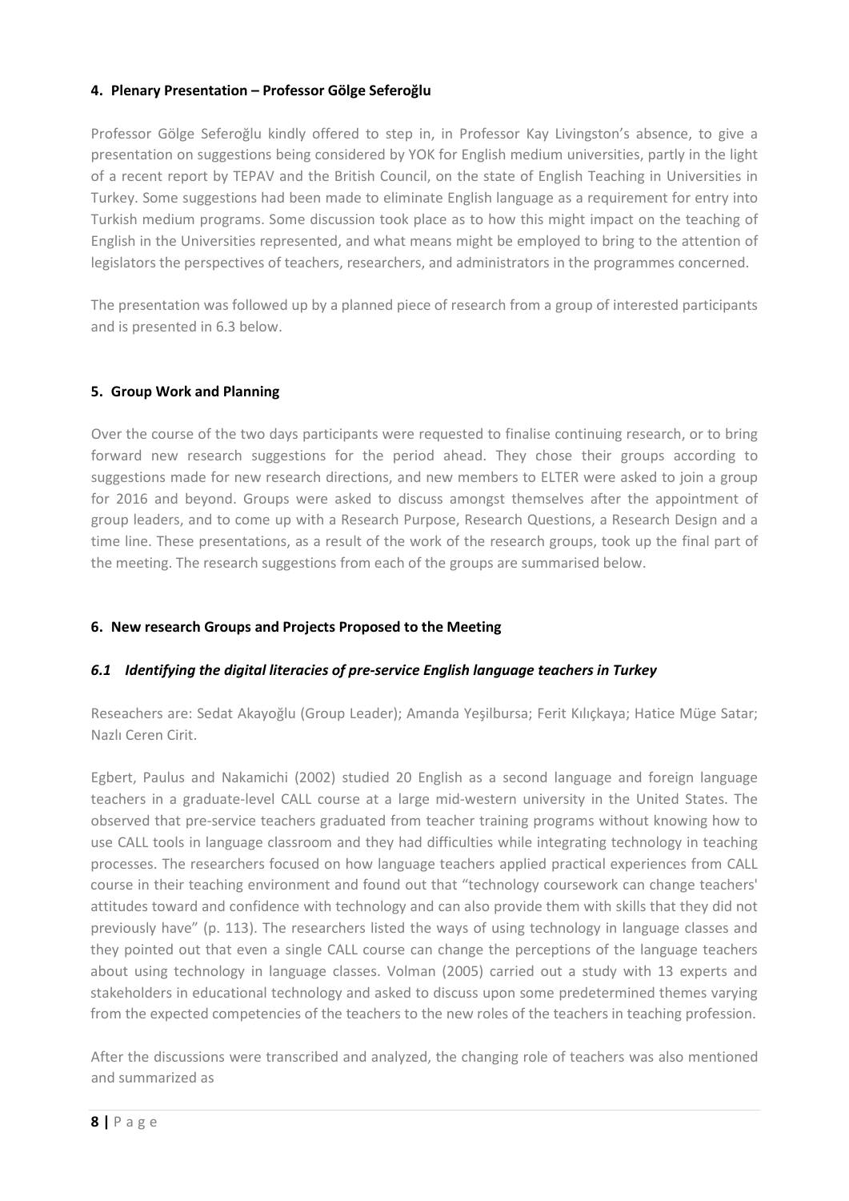## 4. Plenary Presentation – Professor Gölge Seferoğlu

Professor Gölge Seferoğlu kindly offered to step in, in Professor Kay Livingston's absence, to give a presentation on suggestions being considered by YOK for English medium universities, partly in the light of a recent report by TEPAV and the British Council, on the state of English Teaching in Universities in Turkey. Some suggestions had been made to eliminate English language as a requirement for entry into Turkish medium programs. Some discussion took place as to how this might impact on the teaching of English in the Universities represented, and what means might be employed to bring to the attention of legislators the perspectives of teachers, researchers, and administrators in the programmes concerned.

The presentation was followed up by a planned piece of research from a group of interested participants and is presented in 6.3 below.

## 5. Group Work and Planning

Over the course of the two days participants were requested to finalise continuing research, or to bring forward new research suggestions for the period ahead. They chose their groups according to suggestions made for new research directions, and new members to ELTER were asked to join a group for 2016 and beyond. Groups were asked to discuss amongst themselves after the appointment of group leaders, and to come up with a Research Purpose, Research Questions, a Research Design and a time line. These presentations, as a result of the work of the research groups, took up the final part of the meeting. The research suggestions from each of the groups are summarised below.

## 6. New research Groups and Projects Proposed to the Meeting

### *6.1 Identifying the digital literacies of pre-service English language teachers in Turkey*

Reseachers are: Sedat Akayoğlu (Group Leader); Amanda Yeşilbursa; Ferit Kılıçkaya; Hatice Müge Satar; Nazlı Ceren Cirit.

Egbert, Paulus and Nakamichi (2002) studied 20 English as a second language and foreign language teachers in a graduate-level CALL course at a large mid-western university in the United States. The observed that pre-service teachers graduated from teacher training programs without knowing how to use CALL tools in language classroom and they had difficulties while integrating technology in teaching processes. The researchers focused on how language teachers applied practical experiences from CALL course in their teaching environment and found out that "technology coursework can change teachers' attitudes toward and confidence with technology and can also provide them with skills that they did not previously have" (p. 113). The researchers listed the ways of using technology in language classes and they pointed out that even a single CALL course can change the perceptions of the language teachers about using technology in language classes. Volman (2005) carried out a study with 13 experts and stakeholders in educational technology and asked to discuss upon some predetermined themes varying from the expected competencies of the teachers to the new roles of the teachers in teaching profession.

After the discussions were transcribed and analyzed, the changing role of teachers was also mentioned and summarized as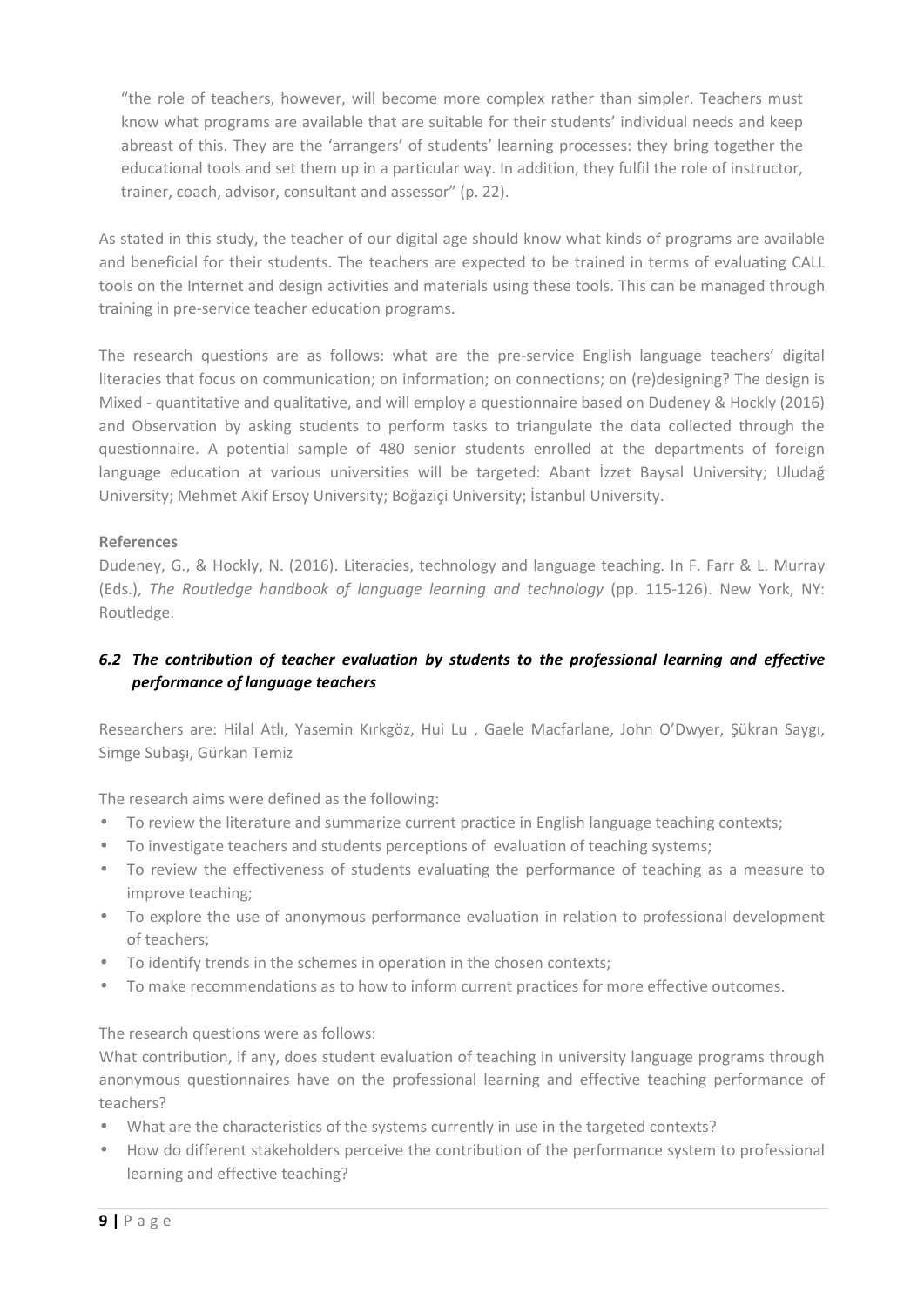> "the role of teachers, however, will become more complex rather than simpler. Teachers must know what programs are available that are suitable for their students' individual needs and keep abreast of this. They are the 'arrangers' of students' learning processes: they bring together the educational tools and set them up in a particular way. In addition, they fulfil the role of instructor, trainer, coach, advisor, consultant and assessor" (p. 22).

As stated in this study, the teacher of our digital age should know what kinds of programs are available and beneficial for their students. The teachers are expected to be trained in terms of evaluating CALL tools on the Internet and design activities and materials using these tools. This can be managed through training in pre-service teacher education programs.

The research questions are as follows: what are the pre-service English language teachers' digital literacies that focus on communication; on information; on connections; on (re)designing? The design is Mixed - quantitative and qualitative, and will employ a questionnaire based on Dudeney & Hockly (2016) and Observation by asking students to perform tasks to triangulate the data collected through the questionnaire. A potential sample of 480 senior students enrolled at the departments of foreign language education at various universities will be targeted: Abant İzzet Baysal University; Uludağ University; Mehmet Akif Ersoy University; Boğaziçi University; İstanbul University.

**References**

Dudeney, G., & Hockly, N. (2016). Literacies, technology and language teaching. In F. Farr & L. Murray (Eds.), *The Routledge handbook of language learning and technology* (pp. 115-126). New York, NY: Routledge.

### *6.2 The contribution of teacher evaluation by students to the professional learning and effective performance of language teachers*

Researchers are: Hilal Atlı, Yasemin Kırkgöz, Hui Lu , Gaele Macfarlane, John O'Dwyer, Şükran Saygı, Simge Subaşı, Gürkan Temiz

The research aims were defined as the following:

- To review the literature and summarize current practice in English language teaching contexts;
- To investigate teachers and students perceptions of evaluation of teaching systems;
- To review the effectiveness of students evaluating the performance of teaching as a measure to improve teaching;
- To explore the use of anonymous performance evaluation in relation to professional development of teachers;
- To identify trends in the schemes in operation in the chosen contexts;
- To make recommendations as to how to inform current practices for more effective outcomes.

The research questions were as follows:

What contribution, if any, does student evaluation of teaching in university language programs through anonymous questionnaires have on the professional learning and effective teaching performance of teachers?

- What are the characteristics of the systems currently in use in the targeted contexts?
- How do different stakeholders perceive the contribution of the performance system to professional learning and effective teaching?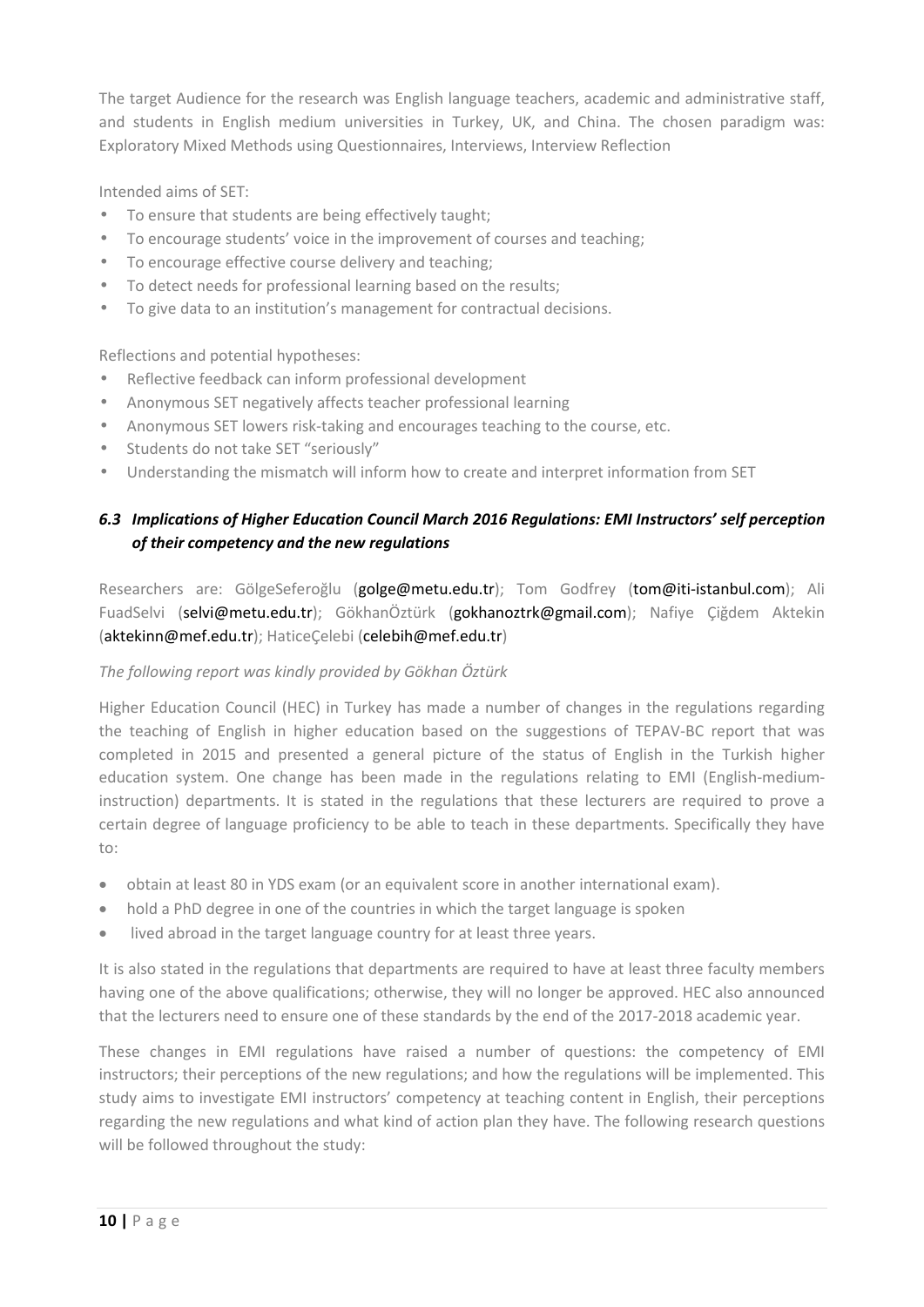The target Audience for the research was English language teachers, academic and administrative staff, and students in English medium universities in Turkey, UK, and China. The chosen paradigm was: Exploratory Mixed Methods using Questionnaires, Interviews, Interview Reflection

Intended aims of SET:

- To ensure that students are being effectively taught;
- To encourage students' voice in the improvement of courses and teaching;
- To encourage effective course delivery and teaching;
- To detect needs for professional learning based on the results;
- To give data to an institution's management for contractual decisions.

Reflections and potential hypotheses:

- Reflective feedback can inform professional development
- Anonymous SET negatively affects teacher professional learning
- Anonymous SET lowers risk-taking and encourages teaching to the course, etc.
- Students do not take SET "seriously"
- Understanding the mismatch will inform how to create and interpret information from SET

### *6.3 Implications of Higher Education Council March 2016 Regulations: EMI Instructors' self perception of their competency and the new regulations*

Researchers are: GölgeSeferoğlu (golge@metu.edu.tr); Tom Godfrey (tom@iti-istanbul.com); Ali FuadSelvi (selvi@metu.edu.tr); GökhanÖztürk (gokhanoztrk@gmail.com); Nafiye Çiğdem Aktekin (aktekinn@mef.edu.tr); HaticeÇelebi (celebih@mef.edu.tr)

*The following report was kindly provided by Gökhan Öztürk*

Higher Education Council (HEC) in Turkey has made a number of changes in the regulations regarding the teaching of English in higher education based on the suggestions of TEPAV-BC report that was completed in 2015 and presented a general picture of the status of English in the Turkish higher education system. One change has been made in the regulations relating to EMI (English-medium-instruction) departments. It is stated in the regulations that these lecturers are required to prove a certain degree of language proficiency to be able to teach in these departments. Specifically they have to:

- obtain at least 80 in YDS exam (or an equivalent score in another international exam).
- hold a PhD degree in one of the countries in which the target language is spoken
- lived abroad in the target language country for at least three years.

It is also stated in the regulations that departments are required to have at least three faculty members having one of the above qualifications; otherwise, they will no longer be approved. HEC also announced that the lecturers need to ensure one of these standards by the end of the 2017-2018 academic year.

These changes in EMI regulations have raised a number of questions: the competency of EMI instructors; their perceptions of the new regulations; and how the regulations will be implemented. This study aims to investigate EMI instructors' competency at teaching content in English, their perceptions regarding the new regulations and what kind of action plan they have. The following research questions will be followed throughout the study: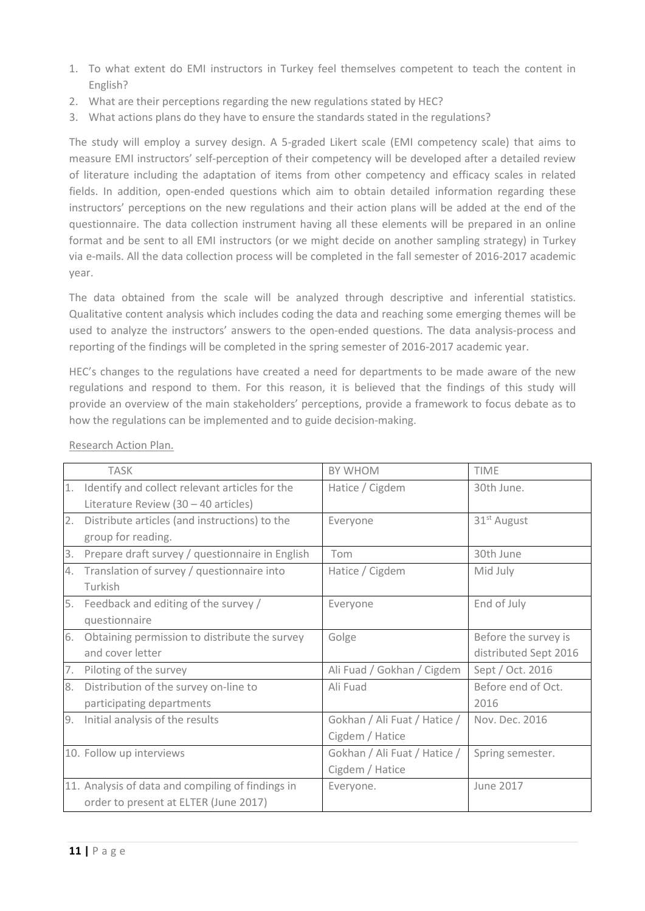1. To what extent do EMI instructors in Turkey feel themselves competent to teach the content in English?
2. What are their perceptions regarding the new regulations stated by HEC?
3. What actions plans do they have to ensure the standards stated in the regulations?

The study will employ a survey design. A 5-graded Likert scale (EMI competency scale) that aims to measure EMI instructors' self-perception of their competency will be developed after a detailed review of literature including the adaptation of items from other competency and efficacy scales in related fields. In addition, open-ended questions which aim to obtain detailed information regarding these instructors' perceptions on the new regulations and their action plans will be added at the end of the questionnaire. The data collection instrument having all these elements will be prepared in an online format and be sent to all EMI instructors (or we might decide on another sampling strategy) in Turkey via e-mails. All the data collection process will be completed in the fall semester of 2016-2017 academic year.

The data obtained from the scale will be analyzed through descriptive and inferential statistics. Qualitative content analysis which includes coding the data and reaching some emerging themes will be used to analyze the instructors' answers to the open-ended questions. The data analysis-process and reporting of the findings will be completed in the spring semester of 2016-2017 academic year.

HEC's changes to the regulations have created a need for departments to be made aware of the new regulations and respond to them. For this reason, it is believed that the findings of this study will provide an overview of the main stakeholders' perceptions, provide a framework to focus debate as to how the regulations can be implemented and to guide decision-making.

Research Action Plan.

| TASK | BY WHOM | TIME |
|---|---|---|
| 1. Identify and collect relevant articles for the Literature Review (30 – 40 articles) | Hatice / Cigdem | 30th June. |
| 2. Distribute articles (and instructions) to the group for reading. | Everyone | 31st August |
| 3. Prepare draft survey / questionnaire in English | Tom | 30th June |
| 4. Translation of survey / questionnaire into Turkish | Hatice / Cigdem | Mid July |
| 5. Feedback and editing of the survey / questionnaire | Everyone | End of July |
| 6. Obtaining permission to distribute the survey and cover letter | Golge | Before the survey is distributed Sept 2016 |
| 7. Piloting of the survey | Ali Fuad / Gokhan / Cigdem | Sept / Oct. 2016 |
| 8. Distribution of the survey on-line to participating departments | Ali Fuad | Before end of Oct. 2016 |
| 9. Initial analysis of the results | Gokhan / Ali Fuat / Hatice / Cigdem / Hatice | Nov. Dec. 2016 |
| 10. Follow up interviews | Gokhan / Ali Fuat / Hatice / Cigdem / Hatice | Spring semester. |
| 11. Analysis of data and compiling of findings in order to present at ELTER (June 2017) | Everyone. | June 2017 |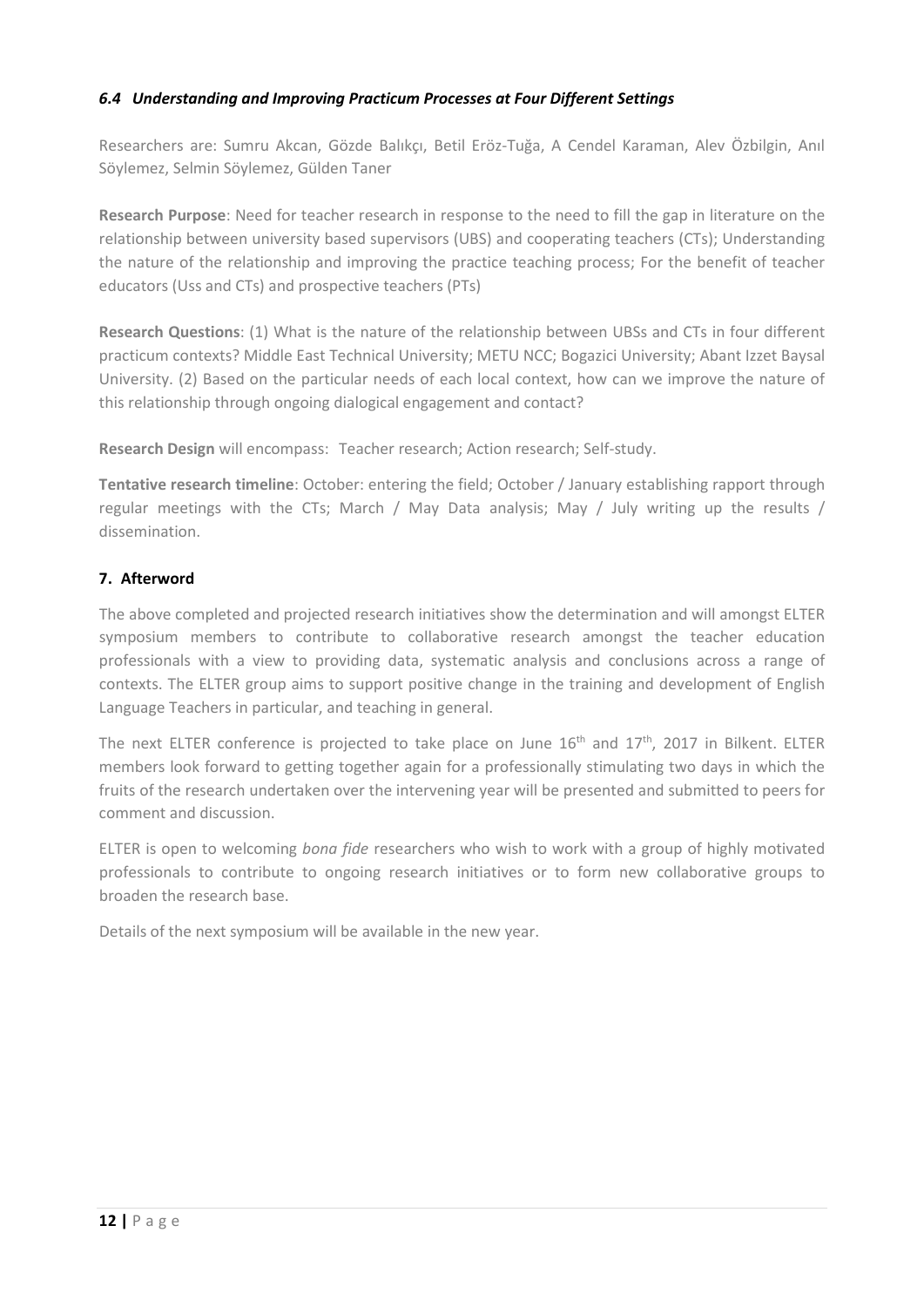### *6.4 Understanding and Improving Practicum Processes at Four Different Settings*

Researchers are: Sumru Akcan, Gözde Balıkçı, Betil Eröz-Tuğa, A Cendel Karaman, Alev Özbilgin, Anıl Söylemez, Selmin Söylemez, Gülden Taner

**Research Purpose**: Need for teacher research in response to the need to fill the gap in literature on the relationship between university based supervisors (UBS) and cooperating teachers (CTs); Understanding the nature of the relationship and improving the practice teaching process; For the benefit of teacher educators (Uss and CTs) and prospective teachers (PTs)

**Research Questions**: (1) What is the nature of the relationship between UBSs and CTs in four different practicum contexts? Middle East Technical University; METU NCC; Bogazici University; Abant Izzet Baysal University. (2) Based on the particular needs of each local context, how can we improve the nature of this relationship through ongoing dialogical engagement and contact?

**Research Design** will encompass: Teacher research; Action research; Self-study.

**Tentative research timeline**: October: entering the field; October / January establishing rapport through regular meetings with the CTs; March / May Data analysis; May / July writing up the results / dissemination.

## 7. Afterword

The above completed and projected research initiatives show the determination and will amongst ELTER symposium members to contribute to collaborative research amongst the teacher education professionals with a view to providing data, systematic analysis and conclusions across a range of contexts. The ELTER group aims to support positive change in the training and development of English Language Teachers in particular, and teaching in general.

The next ELTER conference is projected to take place on June 16th and 17th, 2017 in Bilkent. ELTER members look forward to getting together again for a professionally stimulating two days in which the fruits of the research undertaken over the intervening year will be presented and submitted to peers for comment and discussion.

ELTER is open to welcoming *bona fide* researchers who wish to work with a group of highly motivated professionals to contribute to ongoing research initiatives or to form new collaborative groups to broaden the research base.

Details of the next symposium will be available in the new year.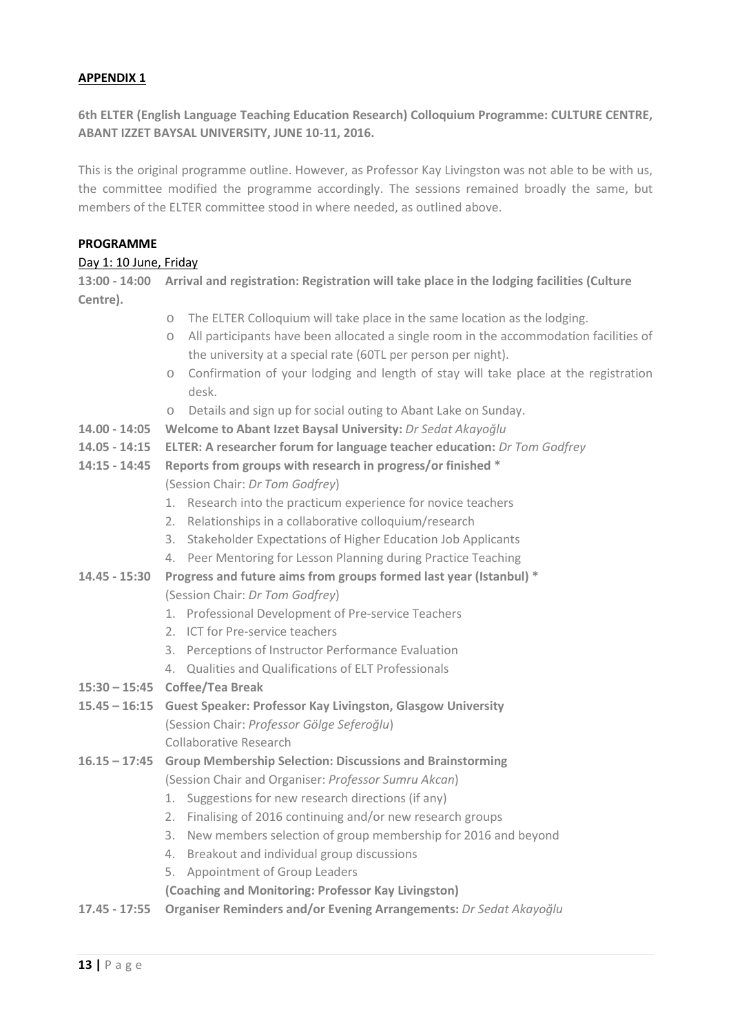**APPENDIX 1**

**6th ELTER (English Language Teaching Education Research) Colloquium Programme: CULTURE CENTRE, ABANT IZZET BAYSAL UNIVERSITY, JUNE 10-11, 2016.**

This is the original programme outline. However, as Professor Kay Livingston was not able to be with us, the committee modified the programme accordingly. The sessions remained broadly the same, but members of the ELTER committee stood in where needed, as outlined above.

**PROGRAMME**

Day 1: 10 June, Friday

**13:00 - 14:00 Arrival and registration: Registration will take place in the lodging facilities (Culture Centre).**

- The ELTER Colloquium will take place in the same location as the lodging.
- All participants have been allocated a single room in the accommodation facilities of the university at a special rate (60TL per person per night).
- Confirmation of your lodging and length of stay will take place at the registration desk.
- Details and sign up for social outing to Abant Lake on Sunday.

**14.00 - 14:05 Welcome to Abant Izzet Baysal University:** *Dr Sedat Akayoğlu*

**14.05 - 14:15 ELTER: A researcher forum for language teacher education:** *Dr Tom Godfrey*

**14:15 - 14:45 Reports from groups with research in progress/or finished \***
(Session Chair: *Dr Tom Godfrey*)

1. Research into the practicum experience for novice teachers
2. Relationships in a collaborative colloquium/research
3. Stakeholder Expectations of Higher Education Job Applicants
4. Peer Mentoring for Lesson Planning during Practice Teaching

**14.45 - 15:30 Progress and future aims from groups formed last year (Istanbul) \***
(Session Chair: *Dr Tom Godfrey*)

1. Professional Development of Pre-service Teachers
2. ICT for Pre-service teachers
3. Perceptions of Instructor Performance Evaluation
4. Qualities and Qualifications of ELT Professionals

**15:30 – 15:45 Coffee/Tea Break**

**15.45 – 16:15 Guest Speaker: Professor Kay Livingston, Glasgow University**
(Session Chair: *Professor Gölge Seferoğlu*)
Collaborative Research

**16.15 – 17:45 Group Membership Selection: Discussions and Brainstorming**
(Session Chair and Organiser: *Professor Sumru Akcan*)

1. Suggestions for new research directions (if any)
2. Finalising of 2016 continuing and/or new research groups
3. New members selection of group membership for 2016 and beyond
4. Breakout and individual group discussions
5. Appointment of Group Leaders

**(Coaching and Monitoring: Professor Kay Livingston)**

**17.45 - 17:55 Organiser Reminders and/or Evening Arrangements:** *Dr Sedat Akayoğlu*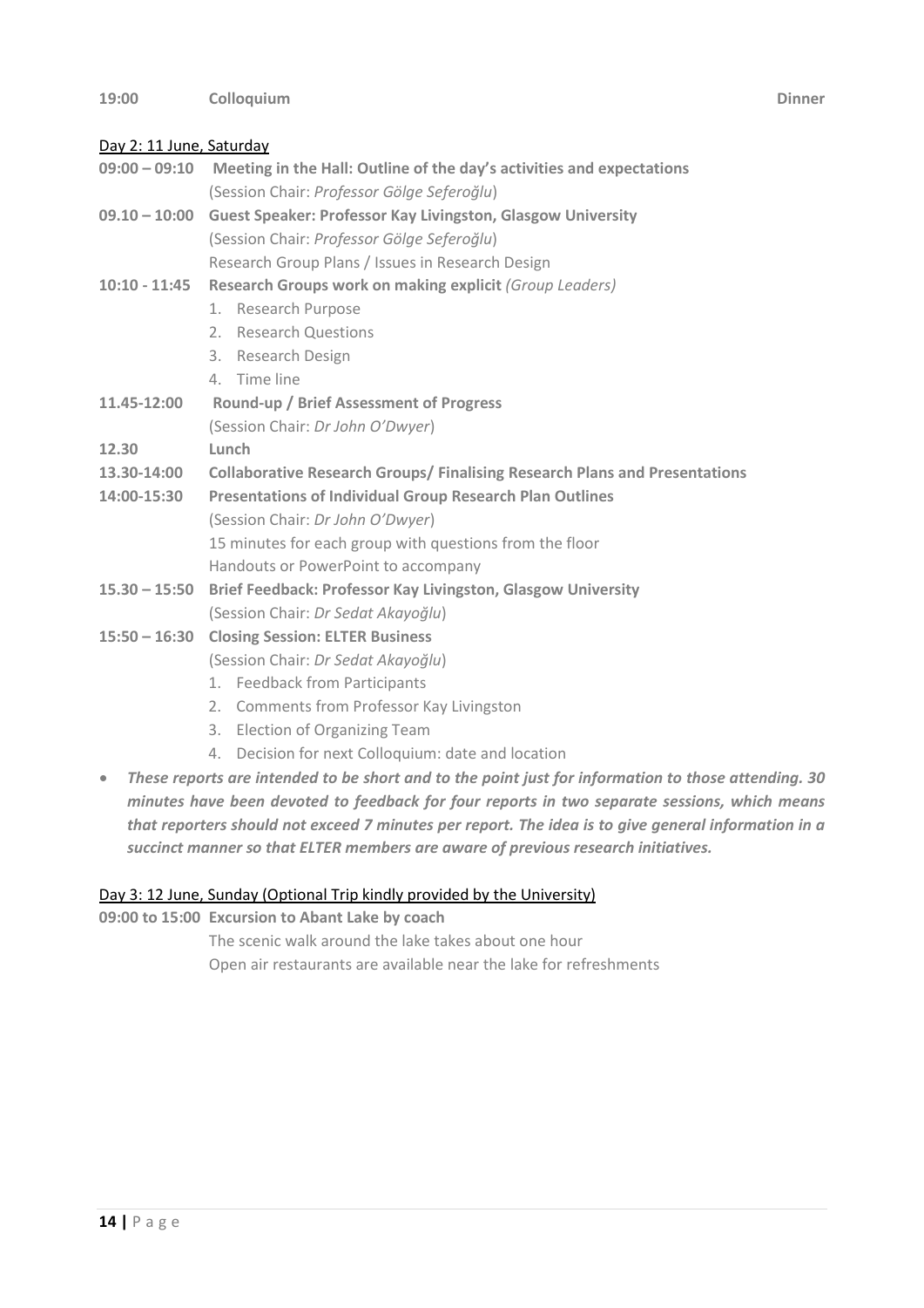**19:00 Colloquium Dinner**

Day 2: 11 June, Saturday

**09:00 – 09:10 Meeting in the Hall: Outline of the day's activities and expectations**
(Session Chair: *Professor Gölge Seferoğlu*)

**09.10 – 10:00 Guest Speaker: Professor Kay Livingston, Glasgow University**
(Session Chair: *Professor Gölge Seferoğlu*)
Research Group Plans / Issues in Research Design

**10:10 - 11:45 Research Groups work on making explicit** *(Group Leaders)*

1. Research Purpose
2. Research Questions
3. Research Design
4. Time line

**11.45-12:00 Round-up / Brief Assessment of Progress**
(Session Chair: *Dr John O'Dwyer*)

**12.30 Lunch**

**13.30-14:00 Collaborative Research Groups/ Finalising Research Plans and Presentations**

**14:00-15:30 Presentations of Individual Group Research Plan Outlines**
(Session Chair: *Dr John O'Dwyer*)
15 minutes for each group with questions from the floor
Handouts or PowerPoint to accompany

**15.30 – 15:50 Brief Feedback: Professor Kay Livingston, Glasgow University**
(Session Chair: *Dr Sedat Akayoğlu*)

**15:50 – 16:30 Closing Session: ELTER Business**
(Session Chair: *Dr Sedat Akayoğlu*)

1. Feedback from Participants
2. Comments from Professor Kay Livingston
3. Election of Organizing Team
4. Decision for next Colloquium: date and location

- ***These reports are intended to be short and to the point just for information to those attending. 30 minutes have been devoted to feedback for four reports in two separate sessions, which means that reporters should not exceed 7 minutes per report. The idea is to give general information in a succinct manner so that ELTER members are aware of previous research initiatives.***

Day 3: 12 June, Sunday (Optional Trip kindly provided by the University)

**09:00 to 15:00 Excursion to Abant Lake by coach**
The scenic walk around the lake takes about one hour
Open air restaurants are available near the lake for refreshments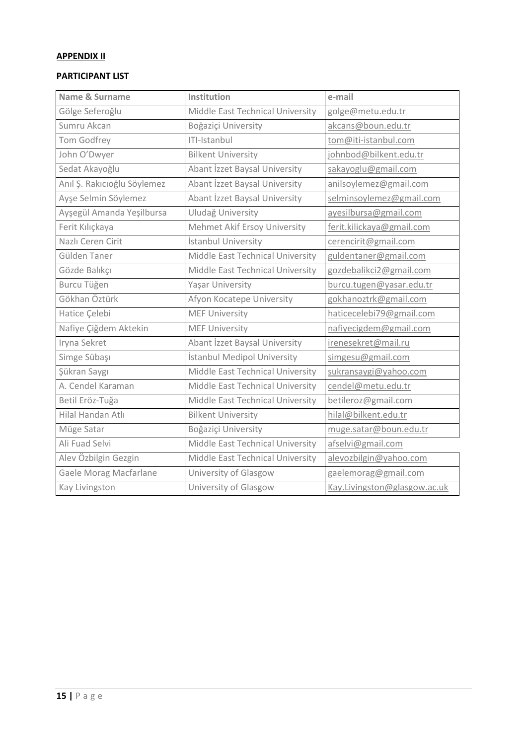**APPENDIX II**

**PARTICIPANT LIST**

| Name & Surname | Institution | e-mail |
|---|---|---|
| Gölge Seferoğlu | Middle East Technical University | golge@metu.edu.tr |
| Sumru Akcan | Boğaziçi University | akcans@boun.edu.tr |
| Tom Godfrey | ITI-Istanbul | tom@iti-istanbul.com |
| John O'Dwyer | Bilkent University | johnbod@bilkent.edu.tr |
| Sedat Akayoğlu | Abant İzzet Baysal University | sakayoglu@gmail.com |
| Anıl Ş. Rakıcıoğlu Söylemez | Abant İzzet Baysal University | anilsoylemez@gmail.com |
| Ayşe Selmin Söylemez | Abant İzzet Baysal University | selminsoylemez@gmail.com |
| Ayşegül Amanda Yeşilbursa | Uludağ University | ayesilbursa@gmail.com |
| Ferit Kılıçkaya | Mehmet Akif Ersoy University | ferit.kilickaya@gmail.com |
| Nazlı Ceren Cirit | İstanbul University | cerencirit@gmail.com |
| Gülden Taner | Middle East Technical University | guldentaner@gmail.com |
| Gözde Balıkçı | Middle East Technical University | gozdebalikci2@gmail.com |
| Burcu Tüğen | Yaşar University | burcu.tugen@yasar.edu.tr |
| Gökhan Öztürk | Afyon Kocatepe University | gokhanoztrk@gmail.com |
| Hatice Çelebi | MEF University | haticecelebi79@gmail.com |
| Nafiye Çiğdem Aktekin | MEF University | nafiyecigdem@gmail.com |
| Iryna Sekret | Abant İzzet Baysal University | irenesekret@mail.ru |
| Simge Sübaşı | İstanbul Medipol University | simgesu@gmail.com |
| Şükran Saygı | Middle East Technical University | sukransaygi@yahoo.com |
| A. Cendel Karaman | Middle East Technical University | cendel@metu.edu.tr |
| Betil Eröz-Tuğa | Middle East Technical University | betileroz@gmail.com |
| Hilal Handan Atlı | Bilkent University | hilal@bilkent.edu.tr |
| Müge Satar | Boğaziçi University | muge.satar@boun.edu.tr |
| Ali Fuad Selvi | Middle East Technical University | afselvi@gmail.com |
| Alev Özbilgin Gezgin | Middle East Technical University | alevozbilgin@yahoo.com |
| Gaele Morag Macfarlane | University of Glasgow | gaelemorag@gmail.com |
| Kay Livingston | University of Glasgow | Kay.Livingston@glasgow.ac.uk |